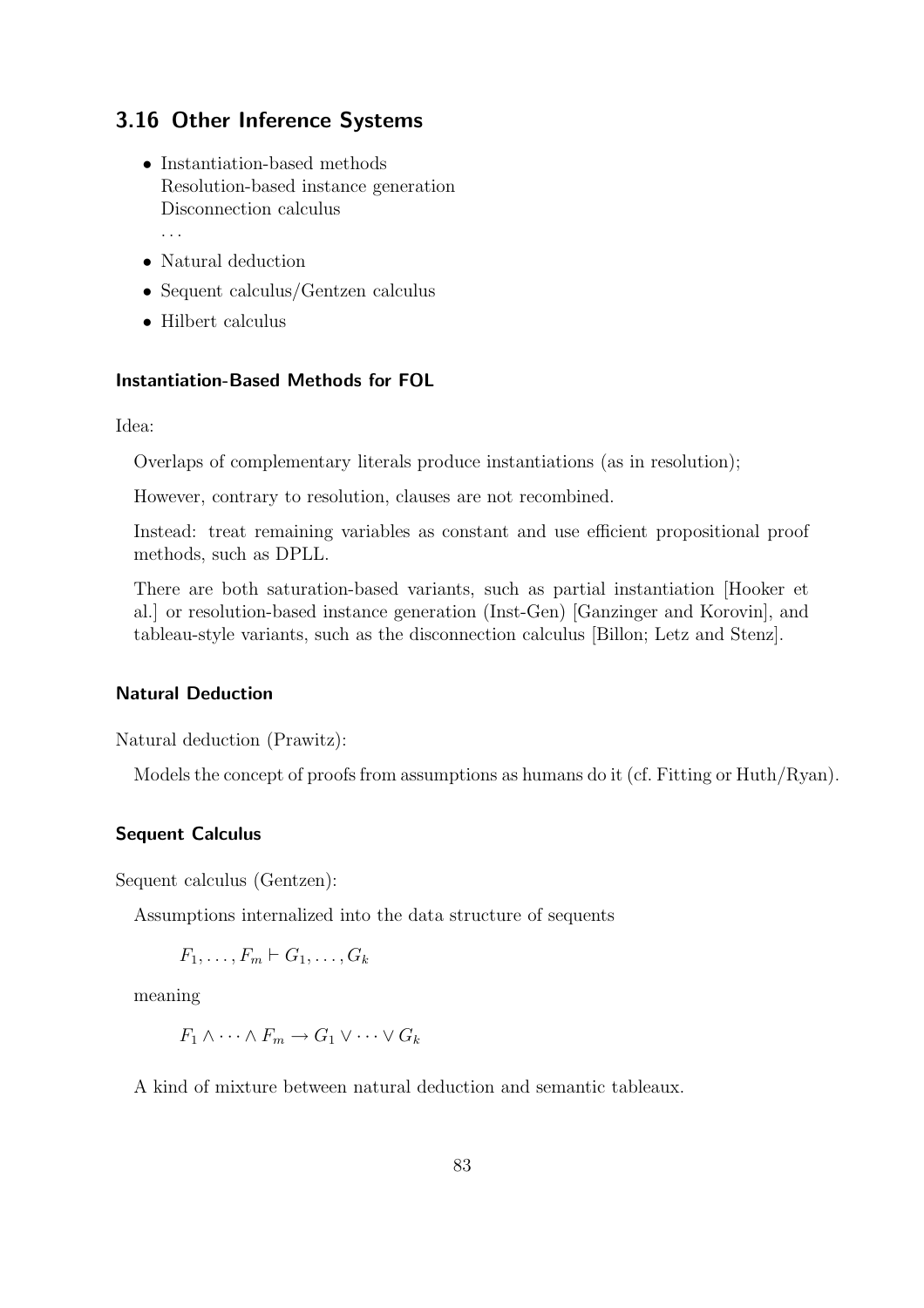## 3.16 Other Inference Systems

- Instantiation-based methods
  Resolution-based instance generation
  Disconnection calculus
  ...
- Natural deduction
- Sequent calculus/Gentzen calculus
- Hilbert calculus

### Instantiation-Based Methods for FOL

Idea:

Overlaps of complementary literals produce instantiations (as in resolution);

However, contrary to resolution, clauses are not recombined.

Instead: treat remaining variables as constant and use efficient propositional proof methods, such as DPLL.

There are both saturation-based variants, such as partial instantiation [Hooker et al.] or resolution-based instance generation (Inst-Gen) [Ganzinger and Korovin], and tableau-style variants, such as the disconnection calculus [Billon; Letz and Stenz].

### Natural Deduction

Natural deduction (Prawitz):

Models the concept of proofs from assumptions as humans do it (cf. Fitting or Huth/Ryan).

### Sequent Calculus

Sequent calculus (Gentzen):

Assumptions internalized into the data structure of sequents

$$F_1, \ldots, F_m \vdash G_1, \ldots, G_k$$

meaning

$$F_1 \wedge \cdots \wedge F_m \rightarrow G_1 \vee \cdots \vee G_k$$

A kind of mixture between natural deduction and semantic tableaux.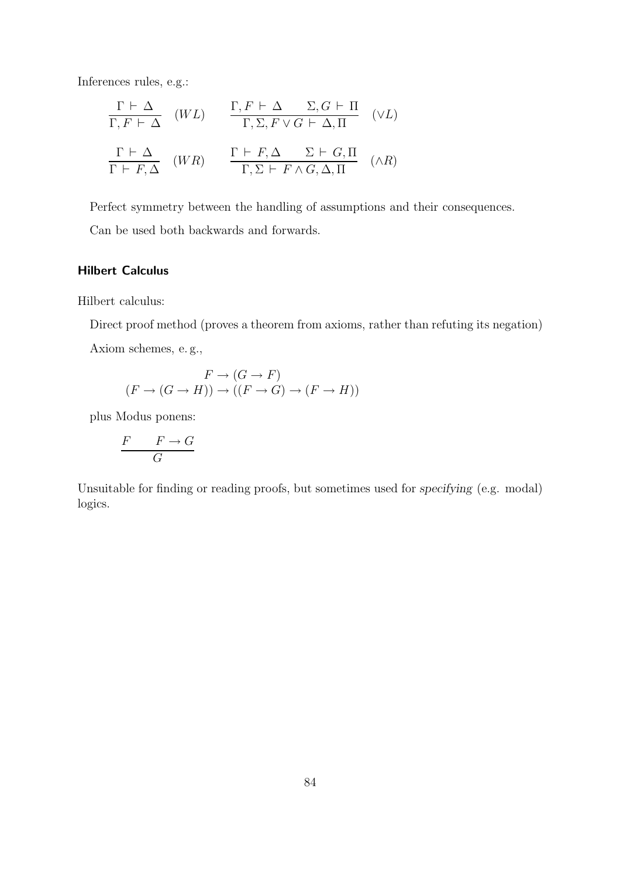Inferences rules, e.g.:

$$\frac{\Gamma \vdash \Delta}{\Gamma, F \vdash \Delta} \quad (WL) \qquad \frac{\Gamma, F \vdash \Delta \qquad \Sigma, G \vdash \Pi}{\Gamma, \Sigma, F \vee G \vdash \Delta, \Pi} \quad (\vee L)$$

$$\frac{\Gamma \vdash \Delta}{\Gamma \vdash F, \Delta} \quad (WR) \qquad \frac{\Gamma \vdash F, \Delta \qquad \Sigma \vdash G, \Pi}{\Gamma, \Sigma \vdash F \wedge G, \Delta, \Pi} \quad (\wedge R)$$

Perfect symmetry between the handling of assumptions and their consequences.

Can be used both backwards and forwards.

### Hilbert Calculus

Hilbert calculus:

Direct proof method (proves a theorem from axioms, rather than refuting its negation)

Axiom schemes, e. g.,

$$F \rightarrow (G \rightarrow F)$$
$$(F \rightarrow (G \rightarrow H)) \rightarrow ((F \rightarrow G) \rightarrow (F \rightarrow H))$$

plus Modus ponens:

$$\frac{F \qquad F \rightarrow G}{G}$$

Unsuitable for finding or reading proofs, but sometimes used for *specifying* (e.g. modal) logics.